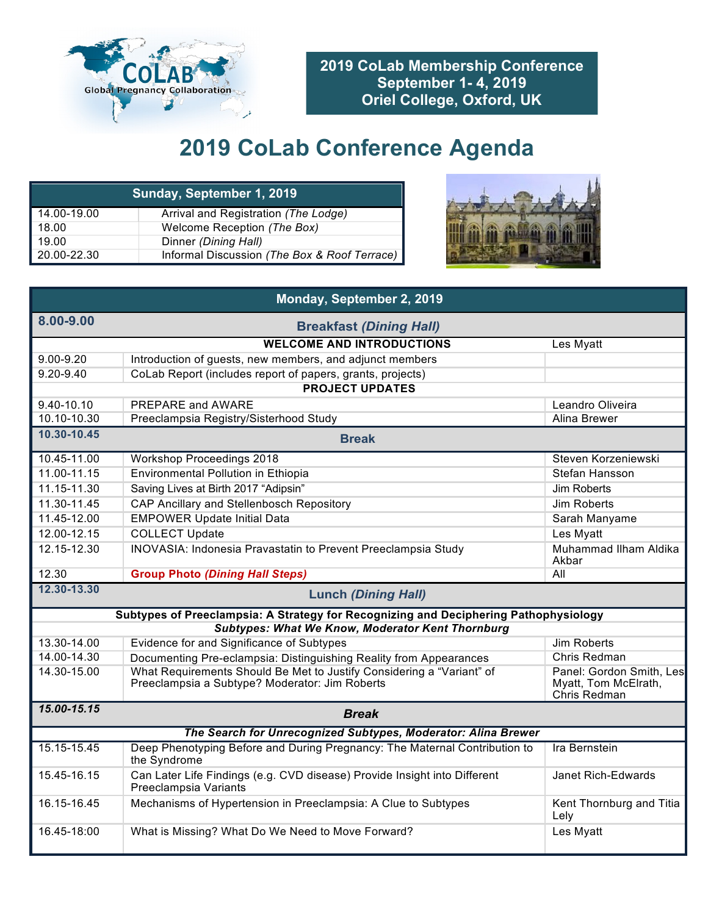**2019 CoLab Membership Conference**
**September 1- 4, 2019**
**Oriel College, Oxford, UK**

# 2019 CoLab Conference Agenda

| Sunday, September 1, 2019 | |
|---|---|
| 14.00-19.00 | Arrival and Registration *(The Lodge)* |
| 18.00 | Welcome Reception *(The Box)* |
| 19.00 | Dinner *(Dining Hall)* |
| 20.00-22.30 | Informal Discussion *(The Box & Roof Terrace)* |

| Monday, September 2, 2019 | | |
|---|---|---|
| **8.00-9.00** | **Breakfast *(Dining Hall)*** | |
| | **WELCOME AND INTRODUCTIONS** | Les Myatt |
| 9.00-9.20 | Introduction of guests, new members, and adjunct members | |
| 9.20-9.40 | CoLab Report (includes report of papers, grants, projects) | |
| | **PROJECT UPDATES** | |
| 9.40-10.10 | PREPARE and AWARE | Leandro Oliveira |
| 10.10-10.30 | Preeclampsia Registry/Sisterhood Study | Alina Brewer |
| **10.30-10.45** | **Break** | |
| 10.45-11.00 | Workshop Proceedings 2018 | Steven Korzeniewski |
| 11.00-11.15 | Environmental Pollution in Ethiopia | Stefan Hansson |
| 11.15-11.30 | Saving Lives at Birth 2017 “Adipsin” | Jim Roberts |
| 11.30-11.45 | CAP Ancillary and Stellenbosch Repository | Jim Roberts |
| 11.45-12.00 | EMPOWER Update Initial Data | Sarah Manyame |
| 12.00-12.15 | COLLECT Update | Les Myatt |
| 12.15-12.30 | INOVASIA: Indonesia Pravastatin to Prevent Preeclampsia Study | Muhammad Ilham Aldika Akbar |
| 12.30 | **Group Photo *(Dining Hall Steps)*** | All |
| **12.30-13.30** | **Lunch *(Dining Hall)*** | |
| | **Subtypes of Preeclampsia: A Strategy for Recognizing and Deciphering Pathophysiology** | |
| | ***Subtypes: What We Know, Moderator Kent Thornburg*** | |
| 13.30-14.00 | Evidence for and Significance of Subtypes | Jim Roberts |
| 14.00-14.30 | Documenting Pre-eclampsia: Distinguishing Reality from Appearances | Chris Redman |
| 14.30-15.00 | What Requirements Should Be Met to Justify Considering a “Variant” of Preeclampsia a Subtype? Moderator: Jim Roberts | Panel: Gordon Smith, Les Myatt, Tom McElrath, Chris Redman |
| ***15.00-15.15*** | ***Break*** | |
| | ***The Search for Unrecognized Subtypes, Moderator: Alina Brewer*** | |
| 15.15-15.45 | Deep Phenotyping Before and During Pregnancy: The Maternal Contribution to the Syndrome | Ira Bernstein |
| 15.45-16.15 | Can Later Life Findings (e.g. CVD disease) Provide Insight into Different Preeclampsia Variants | Janet Rich-Edwards |
| 16.15-16.45 | Mechanisms of Hypertension in Preeclampsia: A Clue to Subtypes | Kent Thornburg and Titia Lely |
| 16.45-18:00 | What is Missing? What Do We Need to Move Forward? | Les Myatt |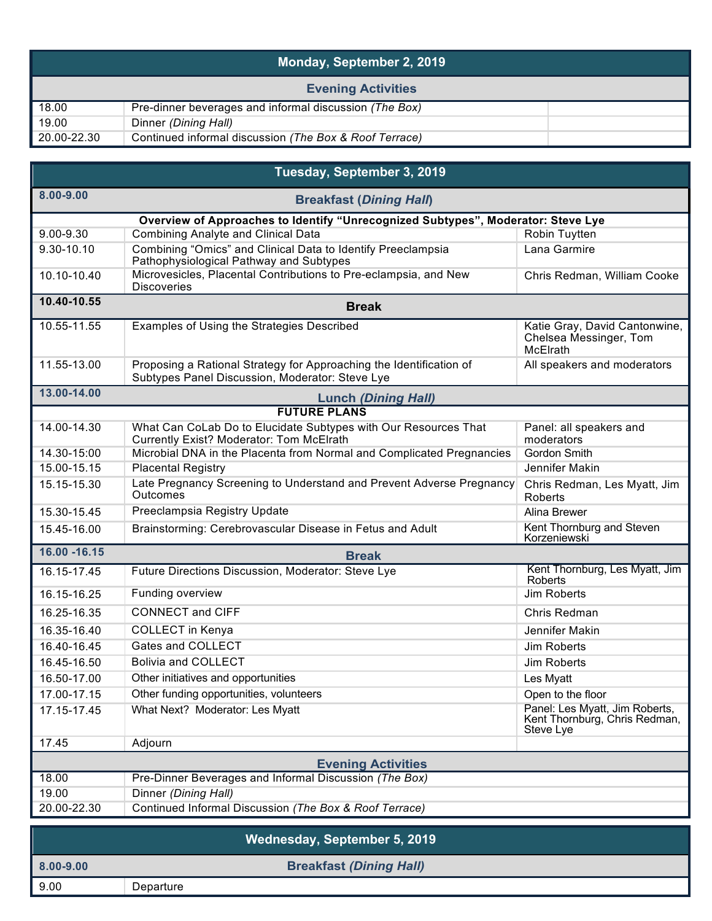| Monday, September 2, 2019 | | |
|---|---|---|
| **Evening Activities** | | |
| 18.00 | Pre-dinner beverages and informal discussion *(The Box)* | |
| 19.00 | Dinner *(Dining Hall)* | |
| 20.00-22.30 | Continued informal discussion *(The Box & Roof Terrace)* | |

| Tuesday, September 3, 2019 | | |
|---|---|---|
| **8.00-9.00** | **Breakfast (*Dining Hall*)** | |
| **Overview of Approaches to Identify "Unrecognized Subtypes", Moderator: Steve Lye** | | |
| 9.00-9.30 | Combining Analyte and Clinical Data | Robin Tuytten |
| 9.30-10.10 | Combining "Omics" and Clinical Data to Identify Preeclampsia Pathophysiological Pathway and Subtypes | Lana Garmire |
| 10.10-10.40 | Microvesicles, Placental Contributions to Pre-eclampsia, and New Discoveries | Chris Redman, William Cooke |
| **10.40-10.55** | **Break** | |
| 10.55-11.55 | Examples of Using the Strategies Described | Katie Gray, David Cantonwine, Chelsea Messinger, Tom McElrath |
| 11.55-13.00 | Proposing a Rational Strategy for Approaching the Identification of Subtypes Panel Discussion, Moderator: Steve Lye | All speakers and moderators |
| **13.00-14.00** | **Lunch *(Dining Hall)*** | |
| **FUTURE PLANS** | | |
| 14.00-14.30 | What Can CoLab Do to Elucidate Subtypes with Our Resources That Currently Exist? Moderator: Tom McElrath | Panel: all speakers and moderators |
| 14.30-15:00 | Microbial DNA in the Placenta from Normal and Complicated Pregnancies | Gordon Smith |
| 15.00-15.15 | Placental Registry | Jennifer Makin |
| 15.15-15.30 | Late Pregnancy Screening to Understand and Prevent Adverse Pregnancy Outcomes | Chris Redman, Les Myatt, Jim Roberts |
| 15.30-15.45 | Preeclampsia Registry Update | Alina Brewer |
| 15.45-16.00 | Brainstorming: Cerebrovascular Disease in Fetus and Adult | Kent Thornburg and Steven Korzeniewski |
| **16.00 -16.15** | **Break** | |
| 16.15-17.45 | Future Directions Discussion, Moderator: Steve Lye | Kent Thornburg, Les Myatt, Jim Roberts |
| 16.15-16.25 | Funding overview | Jim Roberts |
| 16.25-16.35 | CONNECT and CIFF | Chris Redman |
| 16.35-16.40 | COLLECT in Kenya | Jennifer Makin |
| 16.40-16.45 | Gates and COLLECT | Jim Roberts |
| 16.45-16.50 | Bolivia and COLLECT | Jim Roberts |
| 16.50-17.00 | Other initiatives and opportunities | Les Myatt |
| 17.00-17.15 | Other funding opportunities, volunteers | Open to the floor |
| 17.15-17.45 | What Next? Moderator: Les Myatt | Panel: Les Myatt, Jim Roberts, Kent Thornburg, Chris Redman, Steve Lye |
| 17.45 | Adjourn | |
| **Evening Activities** | | |
| 18.00 | Pre-Dinner Beverages and Informal Discussion *(The Box)* | |
| 19.00 | Dinner *(Dining Hall)* | |
| 20.00-22.30 | Continued Informal Discussion *(The Box & Roof Terrace)* | |

| Wednesday, September 5, 2019 | |
|---|---|
| **8.00-9.00** | **Breakfast *(Dining Hall)*** |
| 9.00 | Departure |